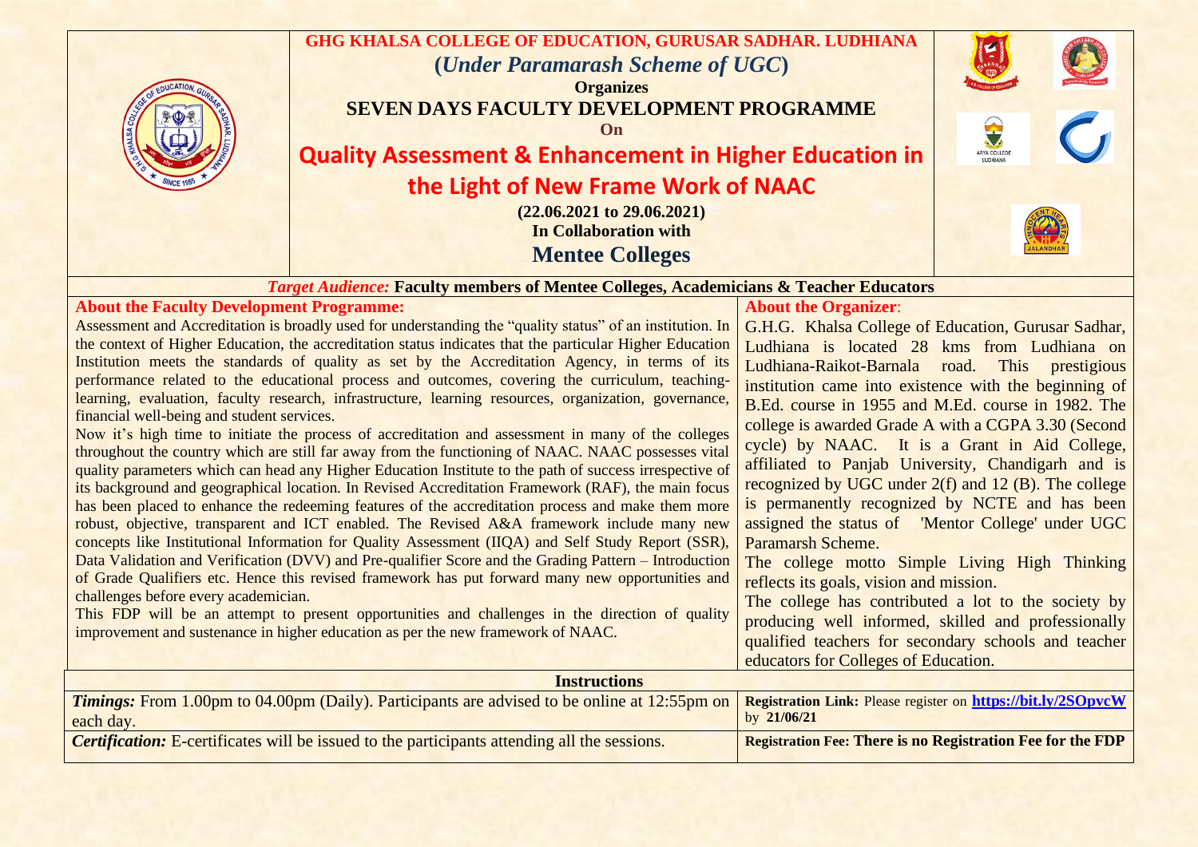# GHG KHALSA COLLEGE OF EDUCATION, GURUSAR SADHAR. LUDHIANA

**(*Under Paramarash Scheme of UGC*)**

**Organizes**

**SEVEN DAYS FACULTY DEVELOPMENT PROGRAMME**

**On**

## Quality Assessment & Enhancement in Higher Education in the Light of New Frame Work of NAAC

**(22.06.2021 to 29.06.2021)**

**In Collaboration with**

**Mentee Colleges**

***Target Audience:*** **Faculty members of Mentee Colleges, Academicians & Teacher Educators**

### About the Faculty Development Programme:

Assessment and Accreditation is broadly used for understanding the "quality status" of an institution. In the context of Higher Education, the accreditation status indicates that the particular Higher Education Institution meets the standards of quality as set by the Accreditation Agency, in terms of its performance related to the educational process and outcomes, covering the curriculum, teaching-learning, evaluation, faculty research, infrastructure, learning resources, organization, governance, financial well-being and student services.

Now it's high time to initiate the process of accreditation and assessment in many of the colleges throughout the country which are still far away from the functioning of NAAC. NAAC possesses vital quality parameters which can head any Higher Education Institute to the path of success irrespective of its background and geographical location. In Revised Accreditation Framework (RAF), the main focus has been placed to enhance the redeeming features of the accreditation process and make them more robust, objective, transparent and ICT enabled. The Revised A&A framework include many new concepts like Institutional Information for Quality Assessment (IIQA) and Self Study Report (SSR), Data Validation and Verification (DVV) and Pre-qualifier Score and the Grading Pattern – Introduction of Grade Qualifiers etc. Hence this revised framework has put forward many new opportunities and challenges before every academician.

This FDP will be an attempt to present opportunities and challenges in the direction of quality improvement and sustenance in higher education as per the new framework of NAAC.

### About the Organizer:

G.H.G. Khalsa College of Education, Gurusar Sadhar, Ludhiana is located 28 kms from Ludhiana on Ludhiana-Raikot-Barnala road. This prestigious institution came into existence with the beginning of B.Ed. course in 1955 and M.Ed. course in 1982. The college is awarded Grade A with a CGPA 3.30 (Second cycle) by NAAC. It is a Grant in Aid College, affiliated to Panjab University, Chandigarh and is recognized by UGC under 2(f) and 12 (B). The college is permanently recognized by NCTE and has been assigned the status of 'Mentor College' under UGC Paramarsh Scheme.

The college motto Simple Living High Thinking reflects its goals, vision and mission.

The college has contributed a lot to the society by producing well informed, skilled and professionally qualified teachers for secondary schools and teacher educators for Colleges of Education.

### Instructions

***Timings:*** From 1.00pm to 04.00pm (Daily). Participants are advised to be online at 12:55pm on each day.

***Certification:*** E-certificates will be issued to the participants attending all the sessions.

**Registration Link:** Please register on **https://bit.ly/2SOpvcW** by **21/06/21**

**Registration Fee: There is no Registration Fee for the FDP**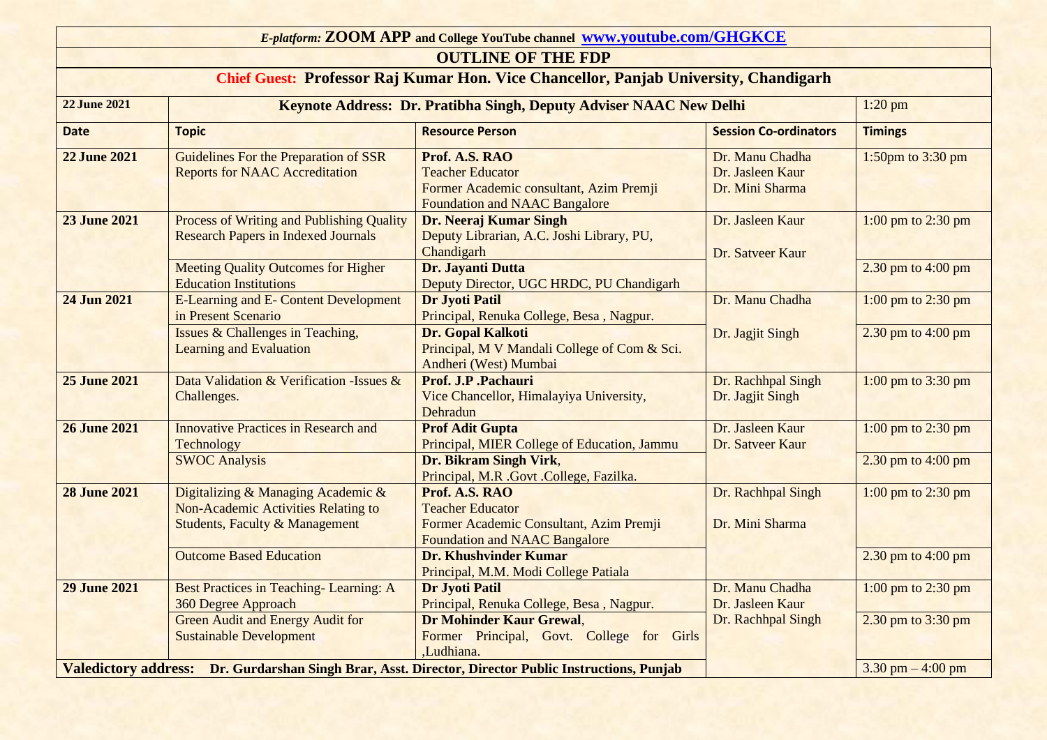*E-platform:* **ZOOM APP and College YouTube channel [www.youtube.com/GHGKCE](http://www.youtube.com/GHGKCE)**

## OUTLINE OF THE FDP

### Chief Guest: Professor Raj Kumar Hon. Vice Chancellor, Panjab University, Chandigarh

| **22 June 2021** | **Keynote Address: Dr. Pratibha Singh, Deputy Adviser NAAC New Delhi** | | | 1:20 pm |
|---|---|---|---|---|
| **Date** | **Topic** | **Resource Person** | **Session Co-ordinators** | **Timings** |
| **22 June 2021** | Guidelines For the Preparation of SSR Reports for NAAC Accreditation | **Prof. A.S. RAO** Teacher Educator Former Academic consultant, Azim Premji Foundation and NAAC Bangalore | Dr. Manu Chadha Dr. Jasleen Kaur Dr. Mini Sharma | 1:50pm to 3:30 pm |
| **23 June 2021** | Process of Writing and Publishing Quality Research Papers in Indexed Journals | **Dr. Neeraj Kumar Singh** Deputy Librarian, A.C. Joshi Library, PU, Chandigarh | Dr. Jasleen Kaur Dr. Satveer Kaur | 1:00 pm to 2:30 pm |
| | Meeting Quality Outcomes for Higher Education Institutions | **Dr. Jayanti Dutta** Deputy Director, UGC HRDC, PU Chandigarh | | 2.30 pm to 4:00 pm |
| **24 Jun 2021** | E-Learning and E- Content Development in Present Scenario | **Dr Jyoti Patil** Principal, Renuka College, Besa , Nagpur. | Dr. Manu Chadha Dr. Jagjit Singh | 1:00 pm to 2:30 pm |
| | Issues & Challenges in Teaching, Learning and Evaluation | **Dr. Gopal Kalkoti** Principal, M V Mandali College of Com & Sci. Andheri (West) Mumbai | | 2.30 pm to 4:00 pm |
| **25 June 2021** | Data Validation & Verification -Issues & Challenges. | **Prof. J.P .Pachauri** Vice Chancellor, Himalayiya University, Dehradun | Dr. Rachhpal Singh Dr. Jagjit Singh | 1:00 pm to 3:30 pm |
| **26 June 2021** | Innovative Practices in Research and Technology | **Prof Adit Gupta** Principal, MIER College of Education, Jammu | Dr. Jasleen Kaur Dr. Satveer Kaur | 1:00 pm to 2:30 pm |
| | SWOC Analysis | **Dr. Bikram Singh Virk**, Principal, M.R .Govt .College, Fazilka. | | 2.30 pm to 4:00 pm |
| **28 June 2021** | Digitalizing & Managing Academic & Non-Academic Activities Relating to Students, Faculty & Management | **Prof. A.S. RAO** Teacher Educator Former Academic Consultant, Azim Premji Foundation and NAAC Bangalore | Dr. Rachhpal Singh Dr. Mini Sharma | 1:00 pm to 2:30 pm |
| | Outcome Based Education | **Dr. Khushvinder Kumar** Principal, M.M. Modi College Patiala | | 2.30 pm to 4:00 pm |
| **29 June 2021** | Best Practices in Teaching- Learning: A 360 Degree Approach | **Dr Jyoti Patil** Principal, Renuka College, Besa , Nagpur. | Dr. Manu Chadha Dr. Jasleen Kaur Dr. Rachhpal Singh | 1:00 pm to 2:30 pm |
| | Green Audit and Energy Audit for Sustainable Development | **Dr Mohinder Kaur Grewal**, Former Principal, Govt. College for Girls ,Ludhiana. | | 2.30 pm to 3:30 pm |
| **Valedictory address:** | **Dr. Gurdarshan Singh Brar, Asst. Director, Director Public Instructions, Punjab** | | | 3.30 pm – 4:00 pm |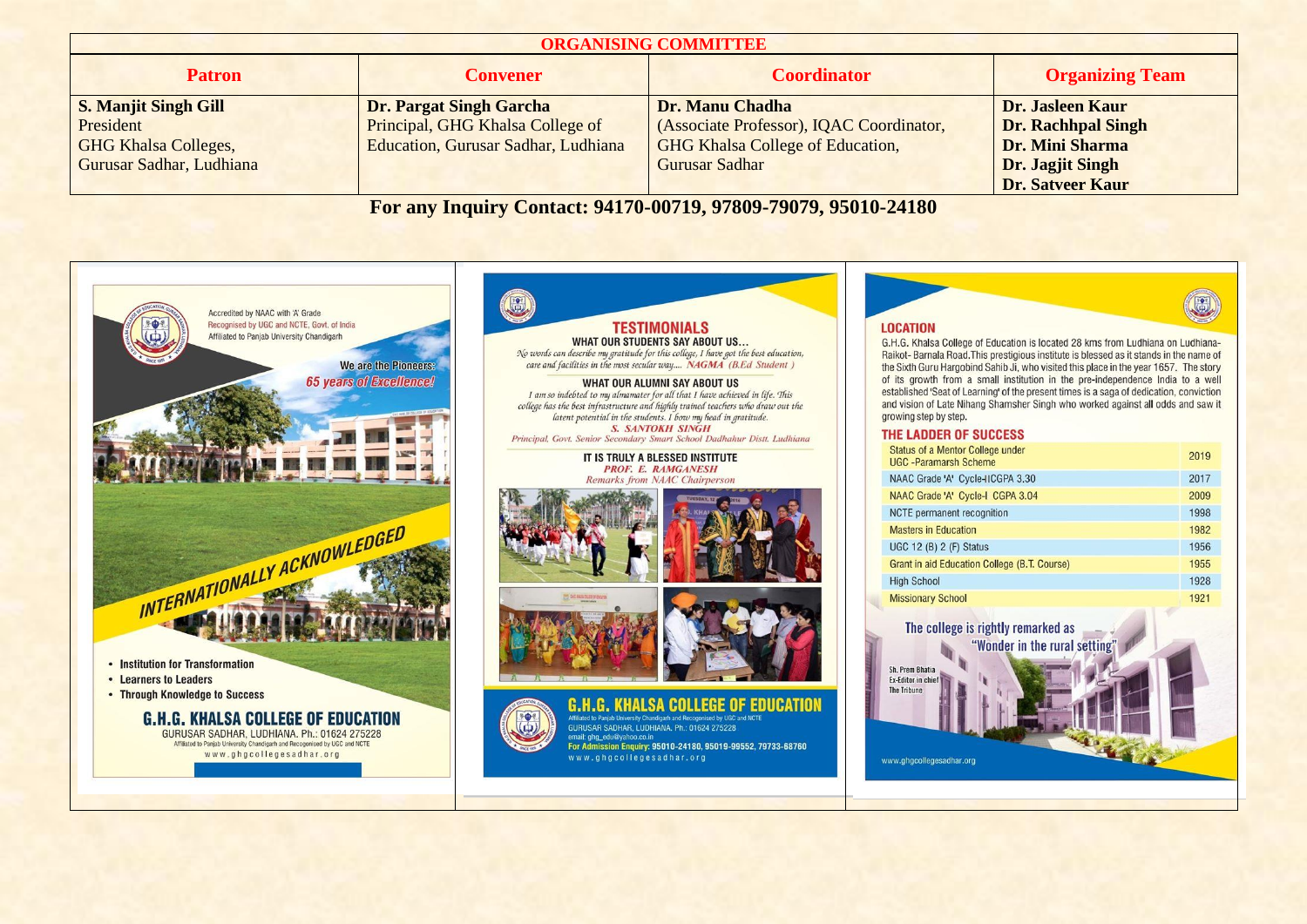## ORGANISING COMMITTEE

| Patron | Convener | Coordinator | Organizing Team |
|---|---|---|---|
| **S. Manjit Singh Gill** President GHG Khalsa Colleges, Gurusar Sadhar, Ludhiana | **Dr. Pargat Singh Garcha** Principal, GHG Khalsa College of Education, Gurusar Sadhar, Ludhiana | **Dr. Manu Chadha** (Associate Professor), IQAC Coordinator, GHG Khalsa College of Education, Gurusar Sadhar | **Dr. Jasleen Kaur** **Dr. Rachhpal Singh** **Dr. Mini Sharma** **Dr. Jagjit Singh** **Dr. Satveer Kaur** |

**For any Inquiry Contact: 94170-00719, 97809-79079, 95010-24180**

Accredited by NAAC with 'A' Grade
Recognised by UGC and NCTE, Govt. of India
Affiliated to Panjab University Chandigarh

We are the Pioneers:
65 years of Excellence!

INTERNATIONALLY ACKNOWLEDGED

- Institution for Transformation
- Learners to Leaders
- Through Knowledge to Success

**G.H.G. KHALSA COLLEGE OF EDUCATION**
GURUSAR SADHAR, LUDHIANA. Ph.: 01624 275228
Affiliated to Panjab University Chandigarh and Recognised by UGC and NCTE
www.ghgcollegesadhar.org

### TESTIMONIALS

**WHAT OUR STUDENTS SAY ABOUT US...**

*No words can describe my gratitude for this college, I have got the best education, care and facilities in the most secular way.... NAGMA (B.Ed Student)*

**WHAT OUR ALUMNI SAY ABOUT US**

*I am so indebted to my almamater for all that I have achieved in life. This college has the best infrastructure and highly trained teachers who draw out the latent potential in the students. I bow my head in gratitude.*
**S. SANTOKH SINGH**
*Principal, Govt. Senior Secondary Smart School Dadhahur Distt. Ludhiana*

**IT IS TRULY A BLESSED INSTITUTE**
**PROF. E. RAMGANESH**
*Remarks from NAAC Chairperson*

**G.H.G. KHALSA COLLEGE OF EDUCATION**
Affiliated to Panjab University Chandigarh and Recognised by UGC and NCTE
GURUSAR SADHAR, LUDHIANA. Ph.: 01624 275228
email: ghg_edu@yahoo.co.in
For Admission Enquiry: 95010-24180, 95019-99552, 79733-68760
www.ghgcollegesadhar.org

### LOCATION

G.H.G. Khalsa College of Education is located 28 kms from Ludhiana on Ludhiana-Raikot- Barnala Road.This prestigious institute is blessed as it stands in the name of the Sixth Guru Hargobind Sahib Ji, who visited this place in the year 1657. The story of its growth from a small institution in the pre-independence India to a well established 'Seat of Learning' of the present times is a saga of dedication, conviction and vision of Late Nihang Shamsher Singh who worked against all odds and saw it growing step by step.

### THE LADDER OF SUCCESS

| | |
|---|---|
| Status of a Mentor College under UGC -Paramarsh Scheme | 2019 |
| NAAC Grade 'A' Cycle-II CGPA 3.30 | 2017 |
| NAAC Grade 'A' Cycle-I CGPA 3.04 | 2009 |
| NCTE permanent recognition | 1998 |
| Masters in Education | 1982 |
| UGC 12 (B) 2 (F) Status | 1956 |
| Grant in aid Education College (B.T. Course) | 1955 |
| High School | 1928 |
| Missionary School | 1921 |

The college is rightly remarked as "Wonder in the rural setting"

Sh. Prem Bhatia
Ex-Editor in chief
The Tribune

www.ghgcollegesadhar.org